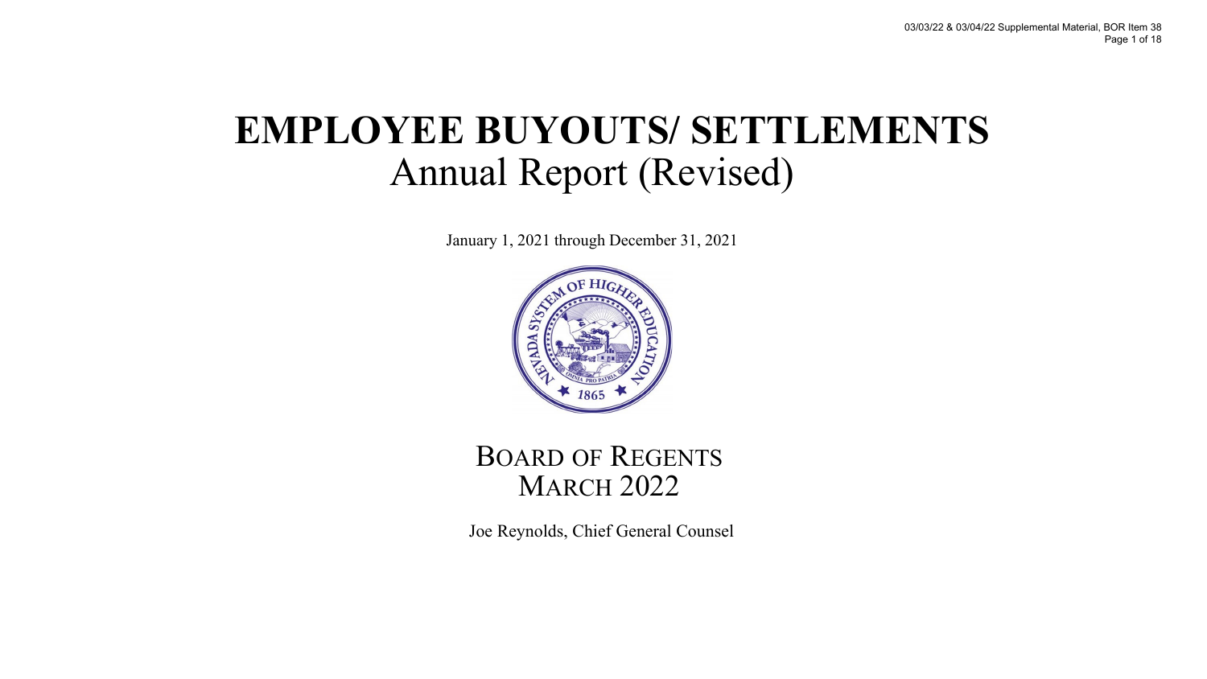# EMPLOYEE BUYOUTS/ SETTLEMENTS

## Annual Report (Revised)

January 1, 2021 through December 31, 2021

BOARD OF REGENTS
MARCH 2022

Joe Reynolds, Chief General Counsel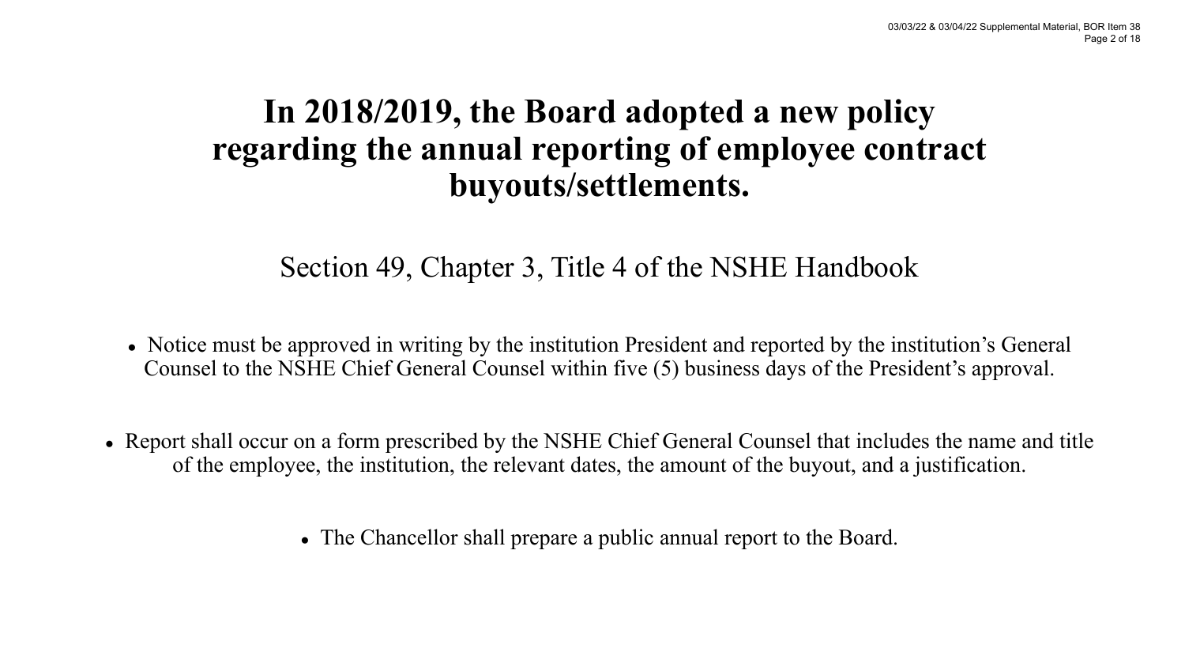# In 2018/2019, the Board adopted a new policy regarding the annual reporting of employee contract buyouts/settlements.

Section 49, Chapter 3, Title 4 of the NSHE Handbook

- Notice must be approved in writing by the institution President and reported by the institution's General Counsel to the NSHE Chief General Counsel within five (5) business days of the President's approval.

- Report shall occur on a form prescribed by the NSHE Chief General Counsel that includes the name and title of the employee, the institution, the relevant dates, the amount of the buyout, and a justification.

- The Chancellor shall prepare a public annual report to the Board.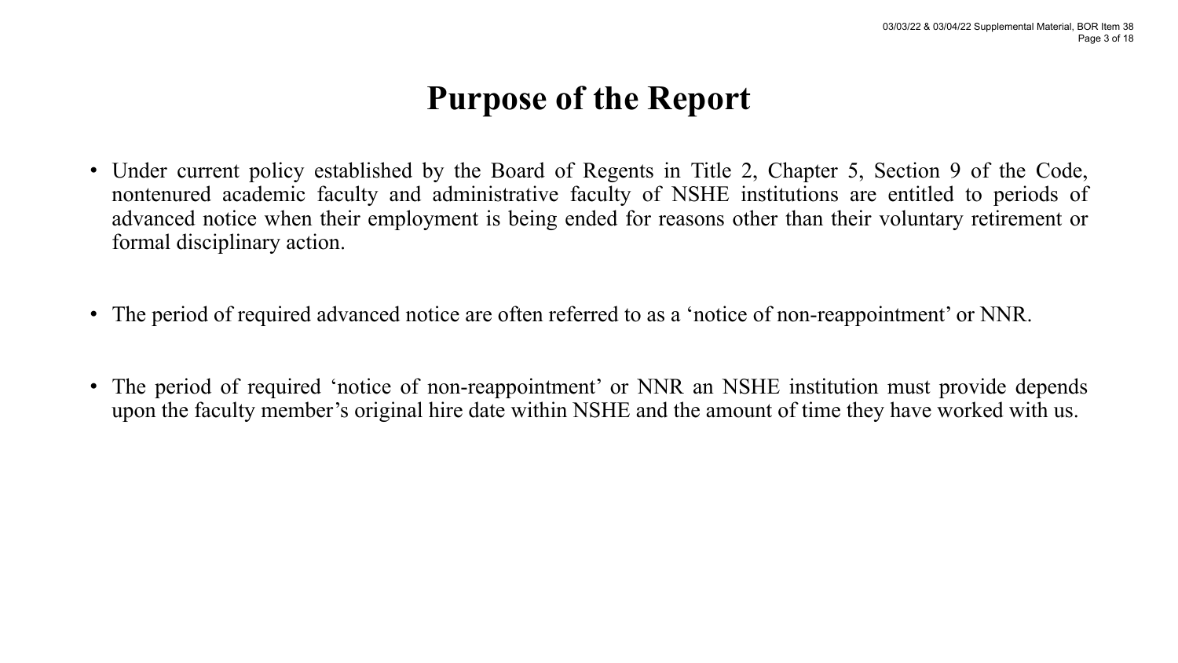# Purpose of the Report

- Under current policy established by the Board of Regents in Title 2, Chapter 5, Section 9 of the Code, nontenured academic faculty and administrative faculty of NSHE institutions are entitled to periods of advanced notice when their employment is being ended for reasons other than their voluntary retirement or formal disciplinary action.

- The period of required advanced notice are often referred to as a 'notice of non-reappointment' or NNR.

- The period of required 'notice of non-reappointment' or NNR an NSHE institution must provide depends upon the faculty member's original hire date within NSHE and the amount of time they have worked with us.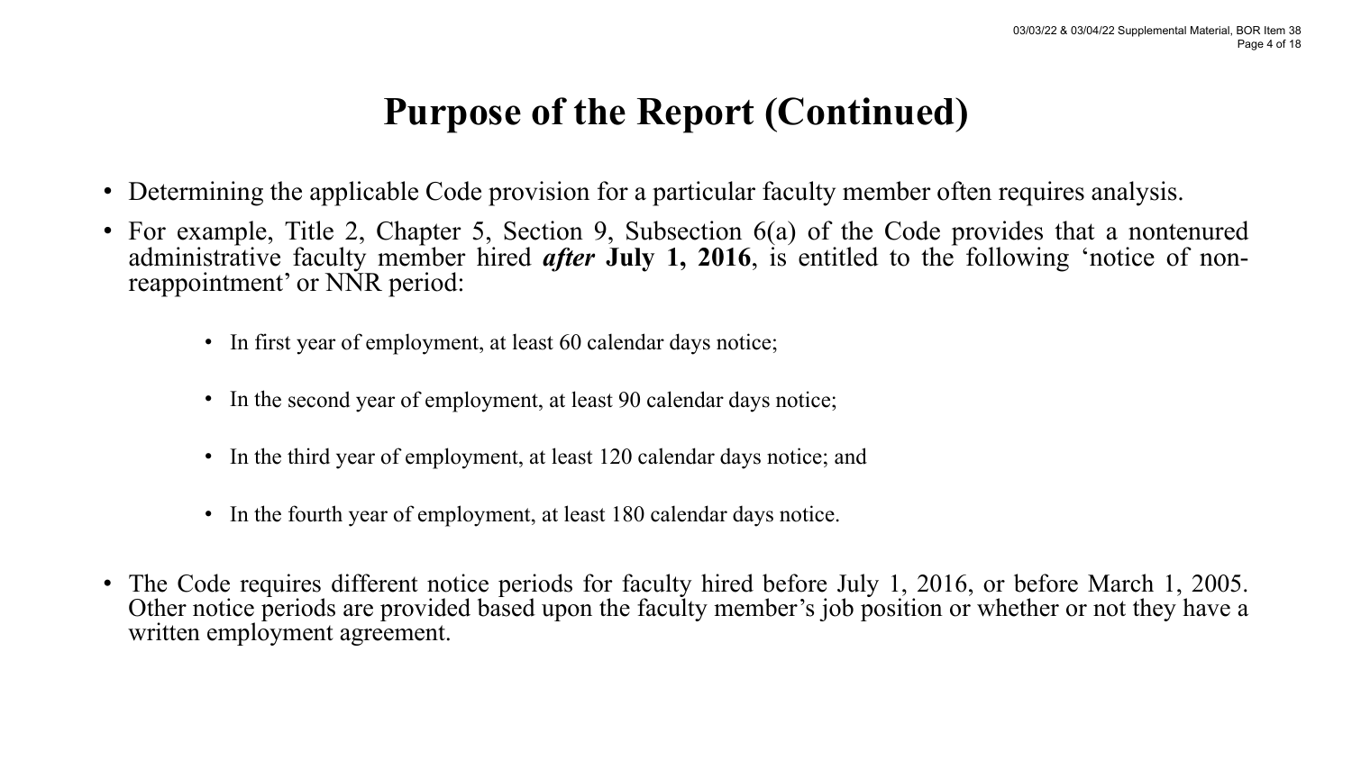# Purpose of the Report (Continued)

- Determining the applicable Code provision for a particular faculty member often requires analysis.
- For example, Title 2, Chapter 5, Section 9, Subsection 6(a) of the Code provides that a nontenured administrative faculty member hired ***after*** **July 1, 2016**, is entitled to the following 'notice of non-reappointment' or NNR period:
  - In first year of employment, at least 60 calendar days notice;
  - In the second year of employment, at least 90 calendar days notice;
  - In the third year of employment, at least 120 calendar days notice; and
  - In the fourth year of employment, at least 180 calendar days notice.
- The Code requires different notice periods for faculty hired before July 1, 2016, or before March 1, 2005. Other notice periods are provided based upon the faculty member's job position or whether or not they have a written employment agreement.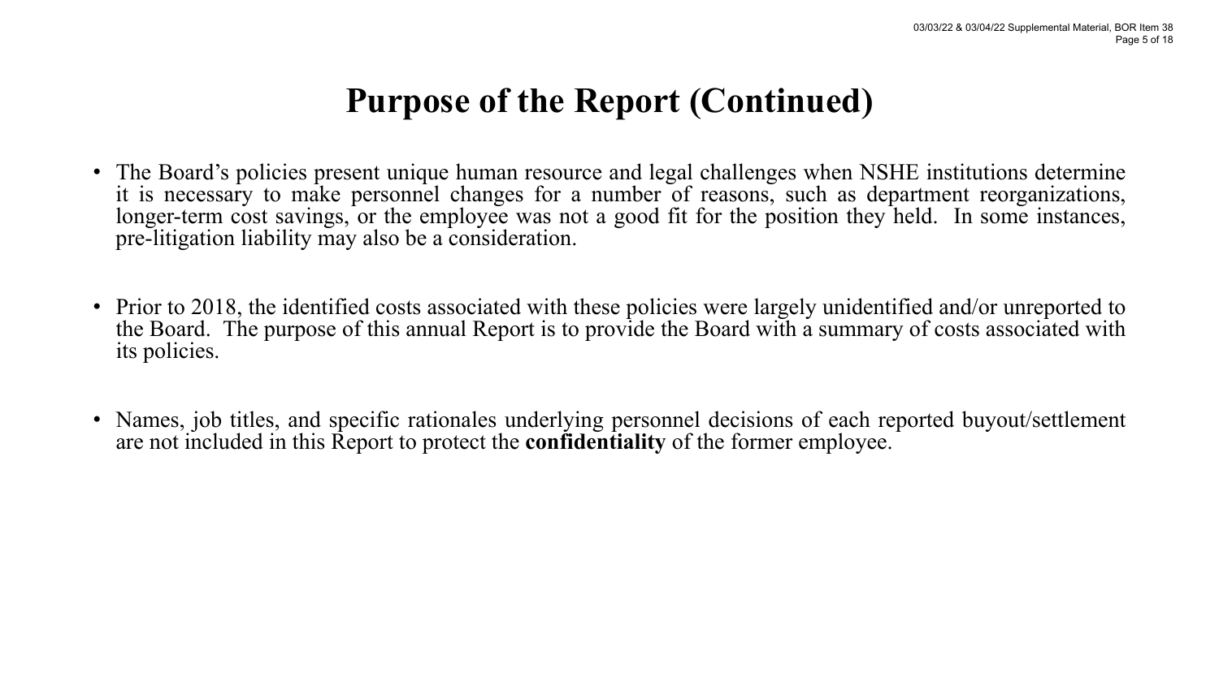# Purpose of the Report (Continued)

- The Board's policies present unique human resource and legal challenges when NSHE institutions determine it is necessary to make personnel changes for a number of reasons, such as department reorganizations, longer-term cost savings, or the employee was not a good fit for the position they held. In some instances, pre-litigation liability may also be a consideration.

- Prior to 2018, the identified costs associated with these policies were largely unidentified and/or unreported to the Board. The purpose of this annual Report is to provide the Board with a summary of costs associated with its policies.

- Names, job titles, and specific rationales underlying personnel decisions of each reported buyout/settlement are not included in this Report to protect the **confidentiality** of the former employee.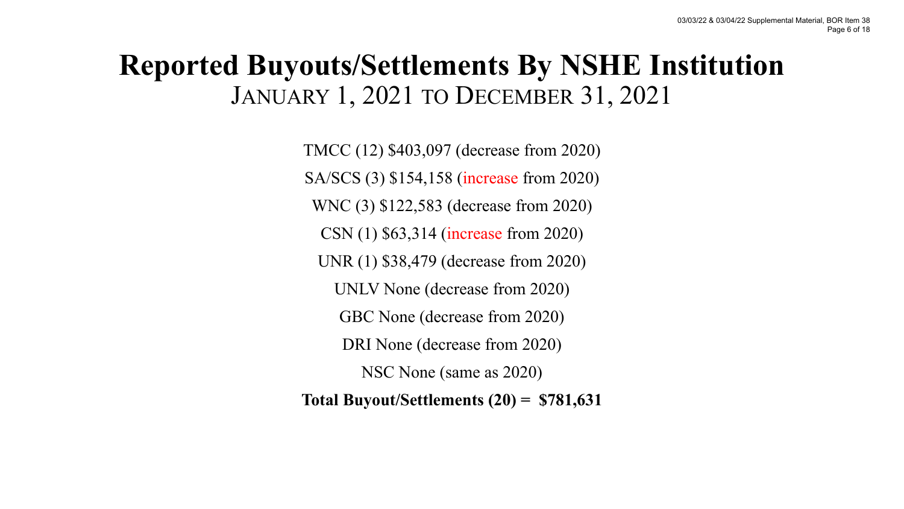# Reported Buyouts/Settlements By NSHE Institution

## JANUARY 1, 2021 TO DECEMBER 31, 2021

TMCC (12) $403,097 (decrease from 2020)

SA/SCS (3) $154,158 (increase from 2020)

WNC (3) $122,583 (decrease from 2020)

CSN (1) $63,314 (increase from 2020)

UNR (1) $38,479 (decrease from 2020)

UNLV None (decrease from 2020)

GBC None (decrease from 2020)

DRI None (decrease from 2020)

NSC None (same as 2020)

**Total Buyout/Settlements (20) = $781,631**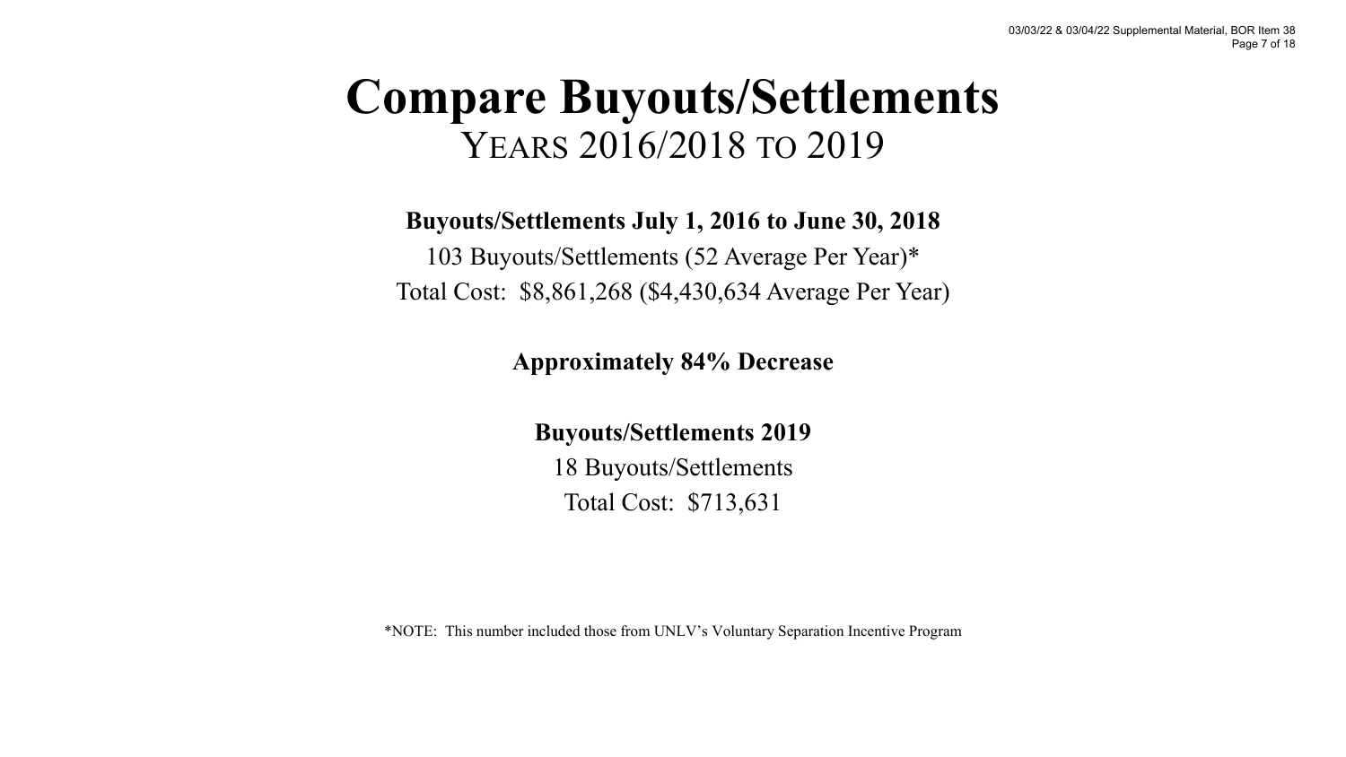# Compare Buyouts/Settlements

## Years 2016/2018 to 2019

**Buyouts/Settlements July 1, 2016 to June 30, 2018**

103 Buyouts/Settlements (52 Average Per Year)*

Total Cost: $8,861,268 ($4,430,634 Average Per Year)

**Approximately 84% Decrease**

**Buyouts/Settlements 2019**

18 Buyouts/Settlements

Total Cost: $713,631

*NOTE: This number included those from UNLV's Voluntary Separation Incentive Program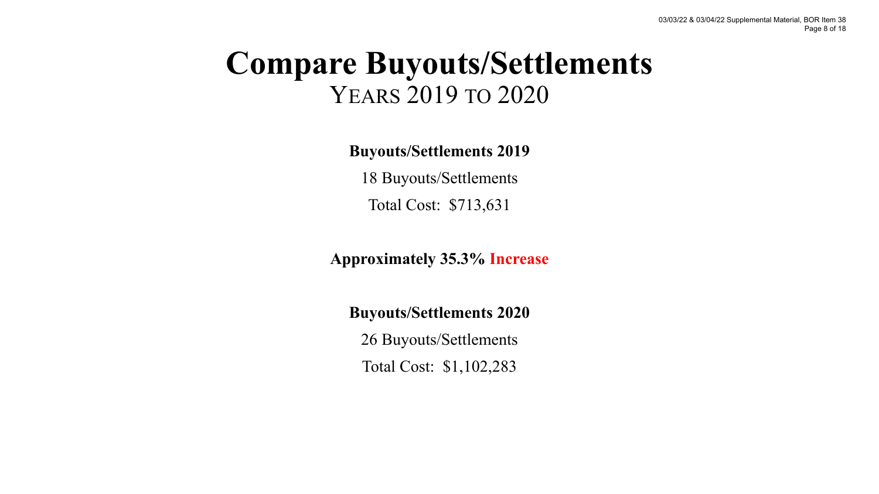# Compare Buyouts/Settlements

## Years 2019 to 2020

**Buyouts/Settlements 2019**

18 Buyouts/Settlements

Total Cost: $713,631

**Approximately 35.3% Increase**

**Buyouts/Settlements 2020**

26 Buyouts/Settlements

Total Cost: $1,102,283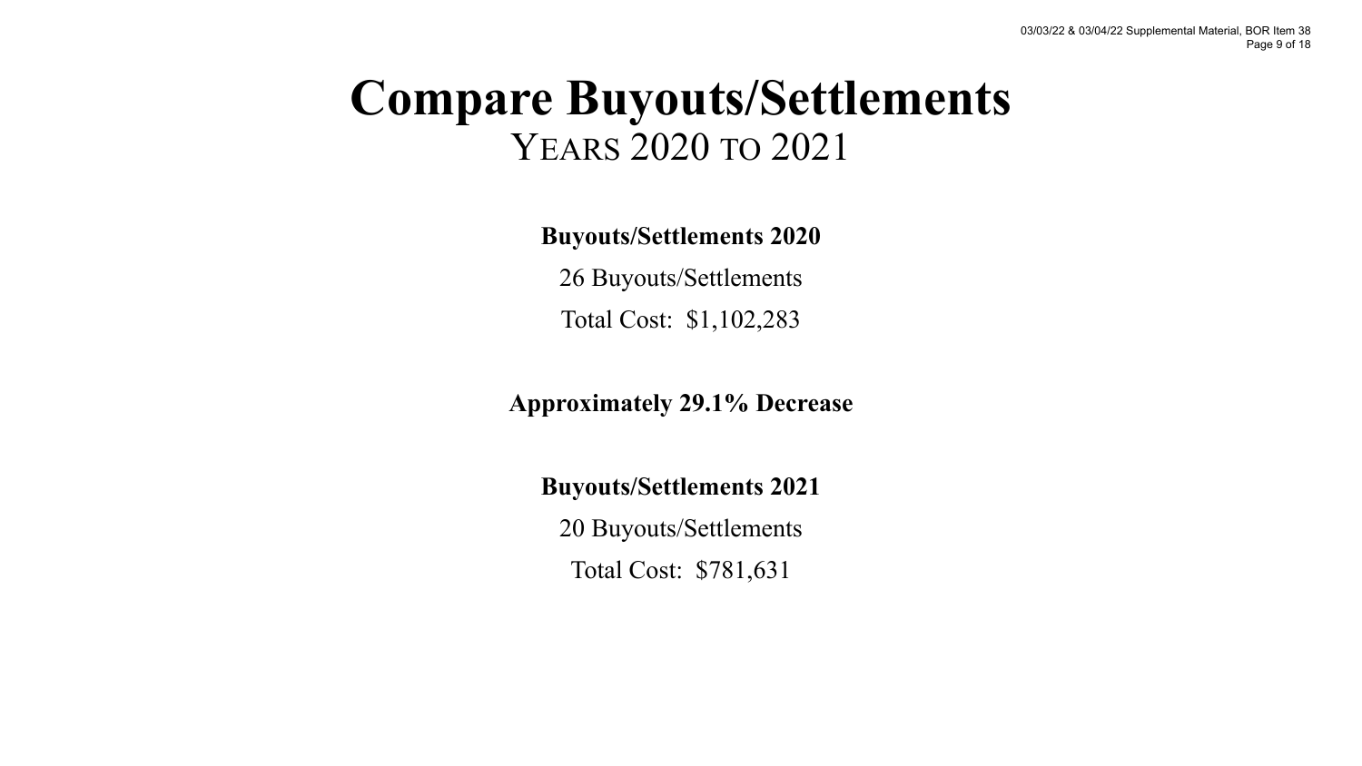# Compare Buyouts/Settlements

## Years 2020 to 2021

**Buyouts/Settlements 2020**

26 Buyouts/Settlements

Total Cost: $1,102,283

**Approximately 29.1% Decrease**

**Buyouts/Settlements 2021**

20 Buyouts/Settlements

Total Cost: $781,631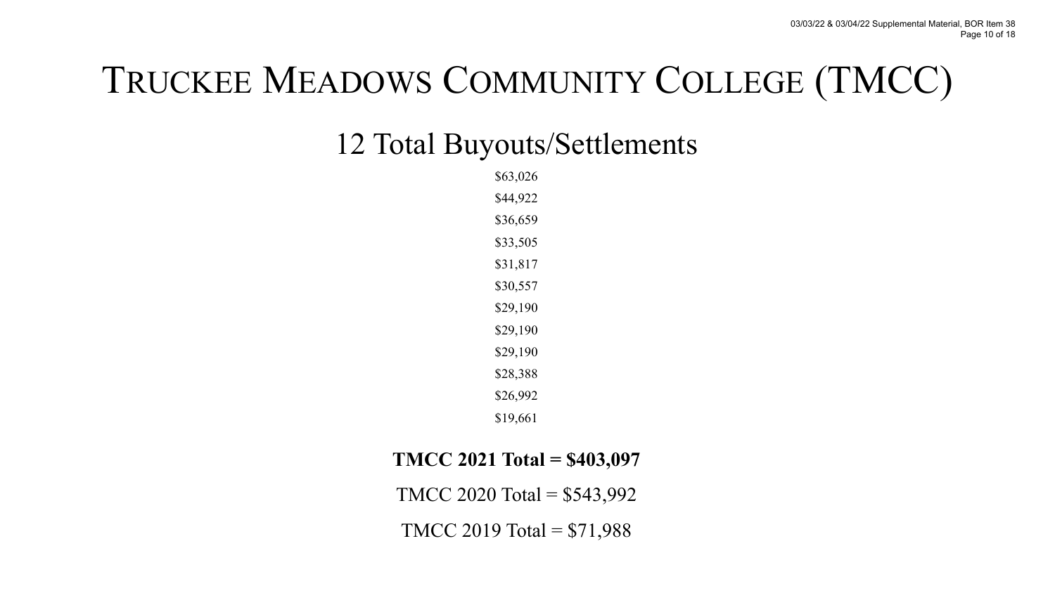# TRUCKEE MEADOWS COMMUNITY COLLEGE (TMCC)

## 12 Total Buyouts/Settlements

$63,026

$44,922

$36,659

$33,505

$31,817

$30,557

$29,190

$29,190

$29,190

$28,388

$26,992

$19,661

**TMCC 2021 Total = $403,097**

TMCC 2020 Total = $543,992

TMCC 2019 Total = $71,988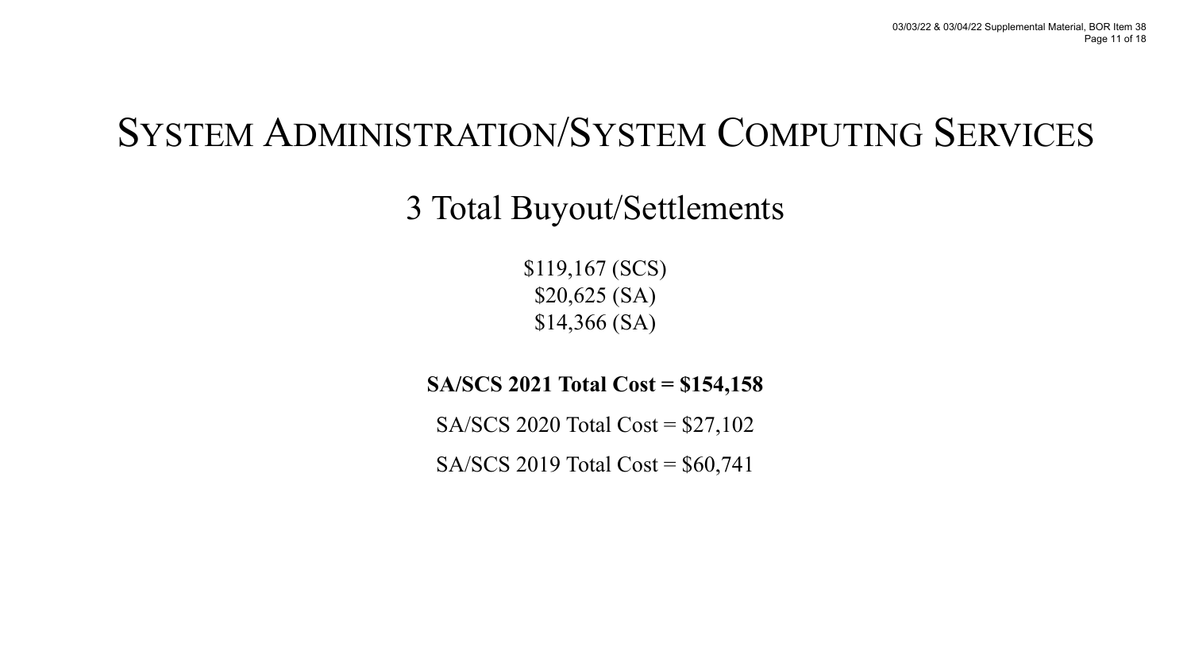# System Administration/System Computing Services

## 3 Total Buyout/Settlements

$119,167 (SCS)
$20,625 (SA)
$14,366 (SA)

**SA/SCS 2021 Total Cost = $154,158**

SA/SCS 2020 Total Cost = $27,102

SA/SCS 2019 Total Cost = $60,741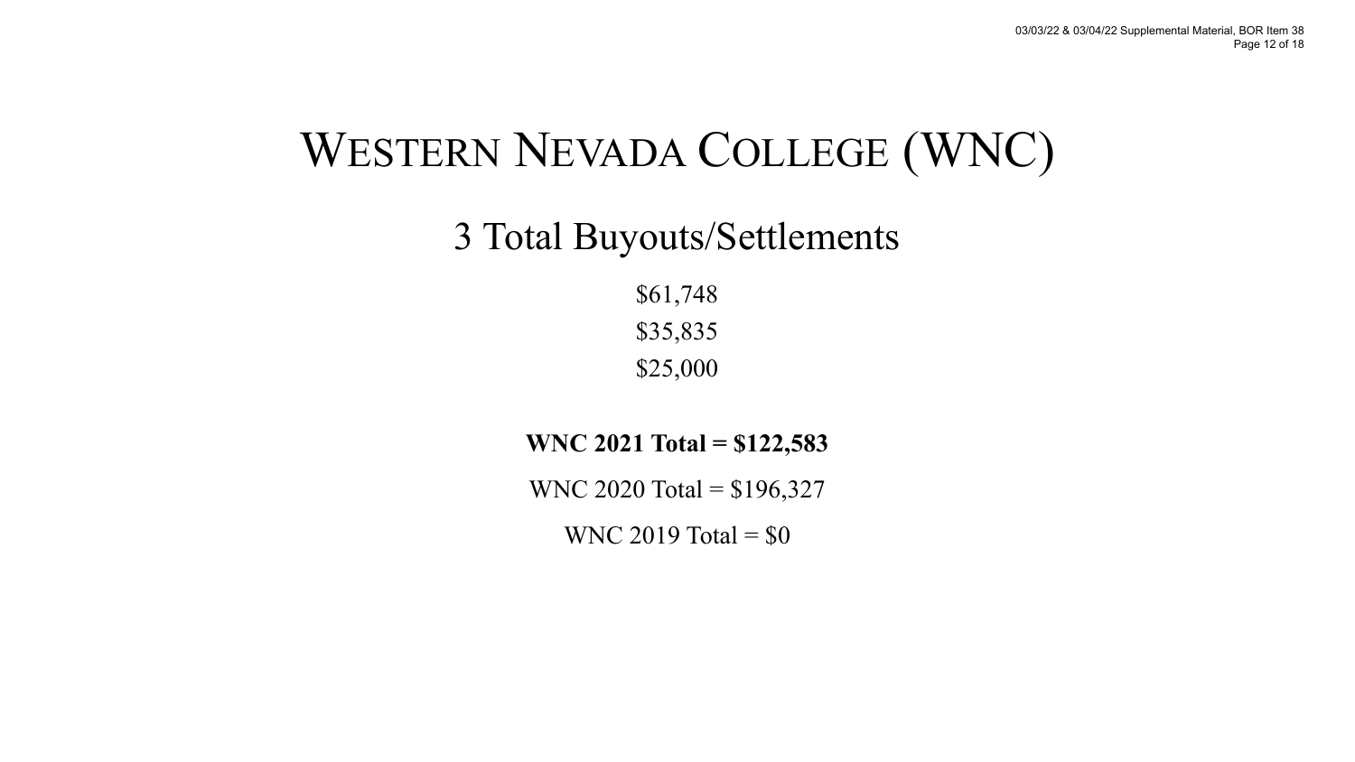# Western Nevada College (WNC)

## 3 Total Buyouts/Settlements

$61,748

$35,835

$25,000

**WNC 2021 Total = $122,583**

WNC 2020 Total = $196,327

WNC 2019 Total = $0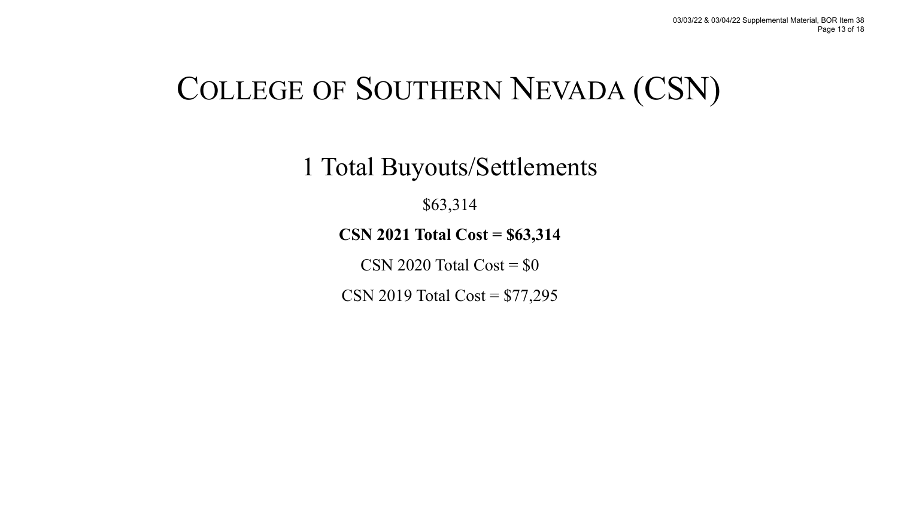# College of Southern Nevada (CSN)

## 1 Total Buyouts/Settlements

$63,314

**CSN 2021 Total Cost = $63,314**

CSN 2020 Total Cost = $0

CSN 2019 Total Cost = $77,295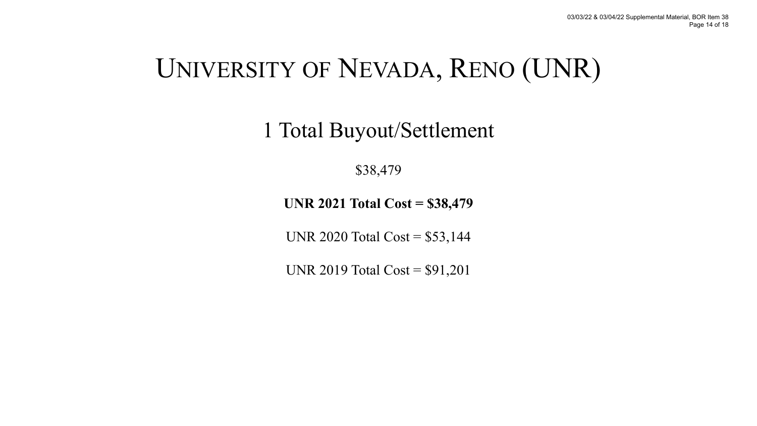# UNIVERSITY OF NEVADA, RENO (UNR)

## 1 Total Buyout/Settlement

$38,479

**UNR 2021 Total Cost = $38,479**

UNR 2020 Total Cost = $53,144

UNR 2019 Total Cost = $91,201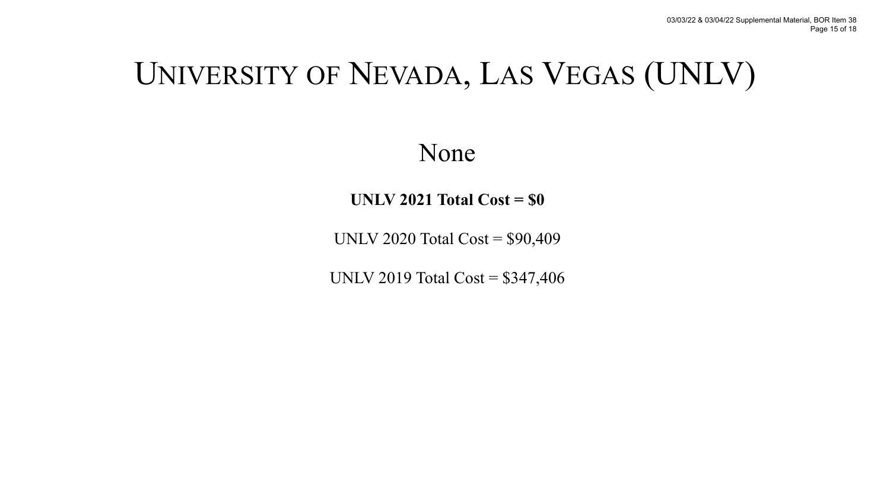# University of Nevada, Las Vegas (UNLV)

None

**UNLV 2021 Total Cost = $0**

UNLV 2020 Total Cost = $90,409

UNLV 2019 Total Cost = $347,406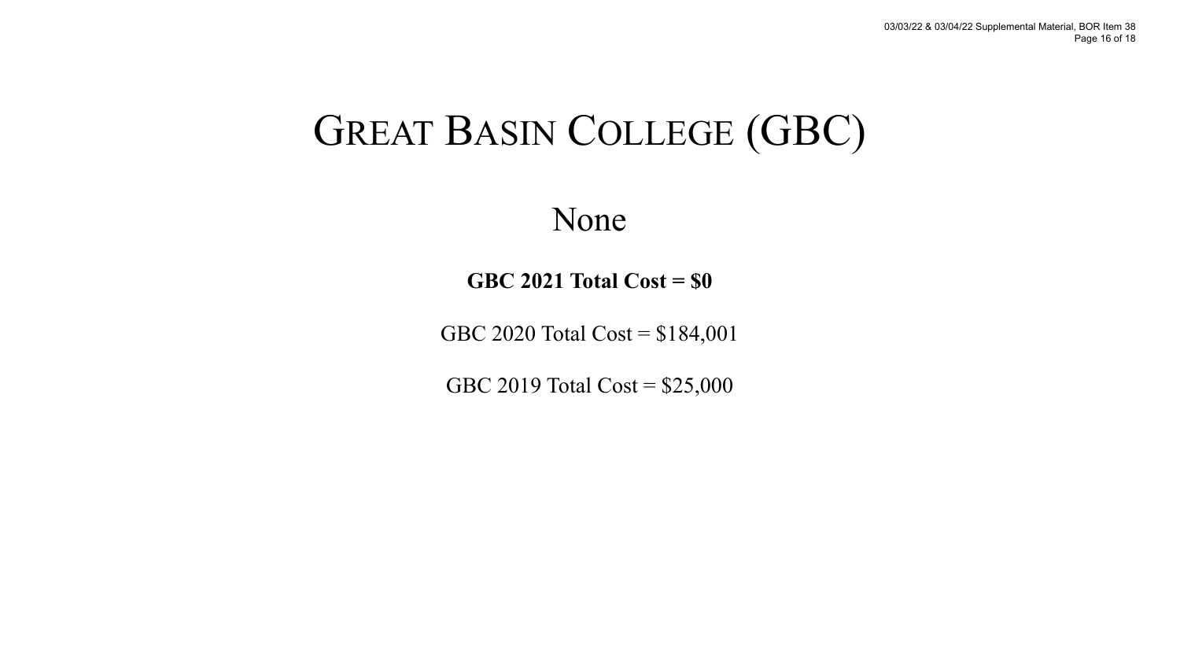# Great Basin College (GBC)

None

**GBC 2021 Total Cost = $0**

GBC 2020 Total Cost = $184,001

GBC 2019 Total Cost = $25,000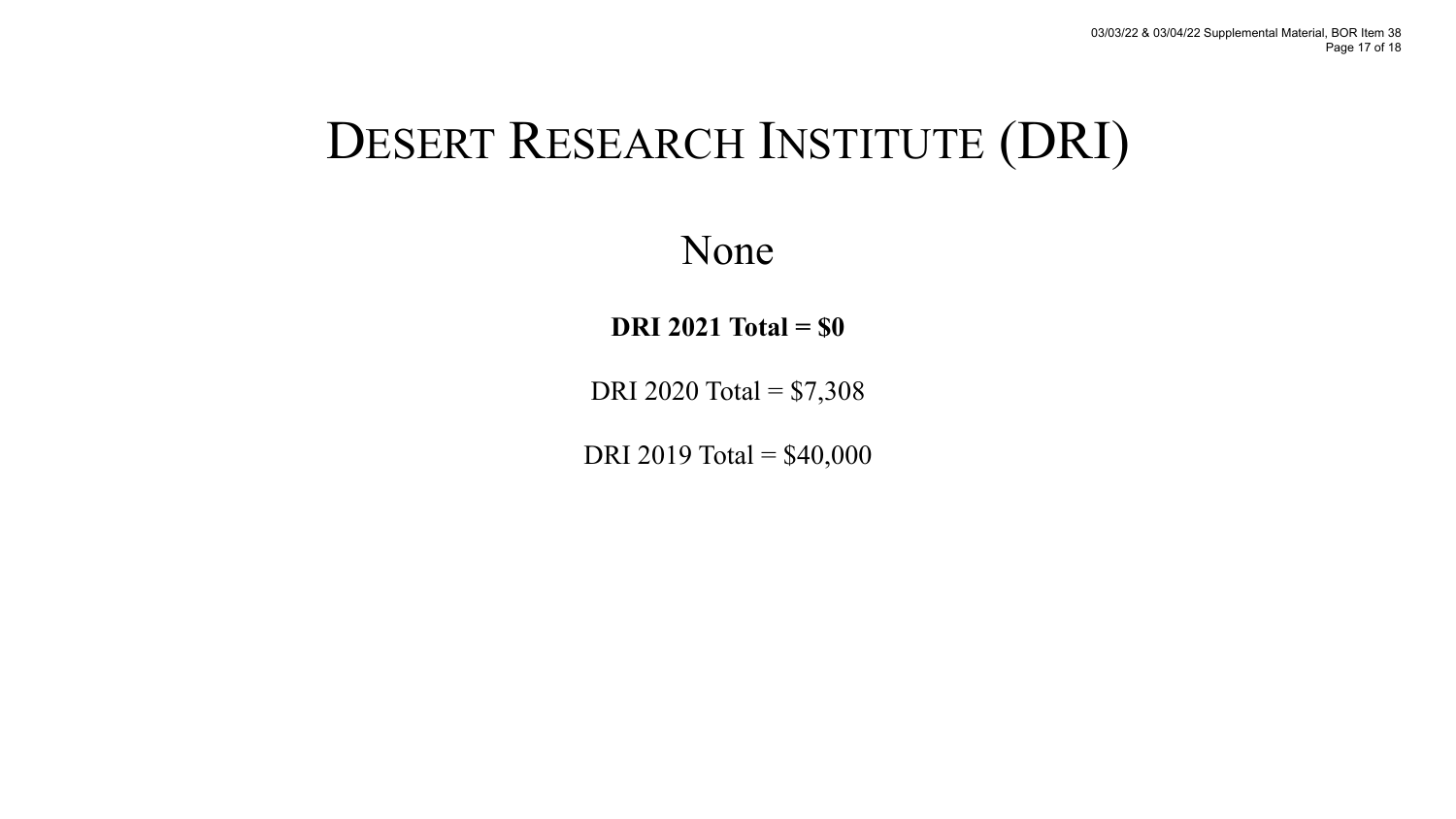# Desert Research Institute (DRI)

None

**DRI 2021 Total = $0**

DRI 2020 Total = $7,308

DRI 2019 Total = $40,000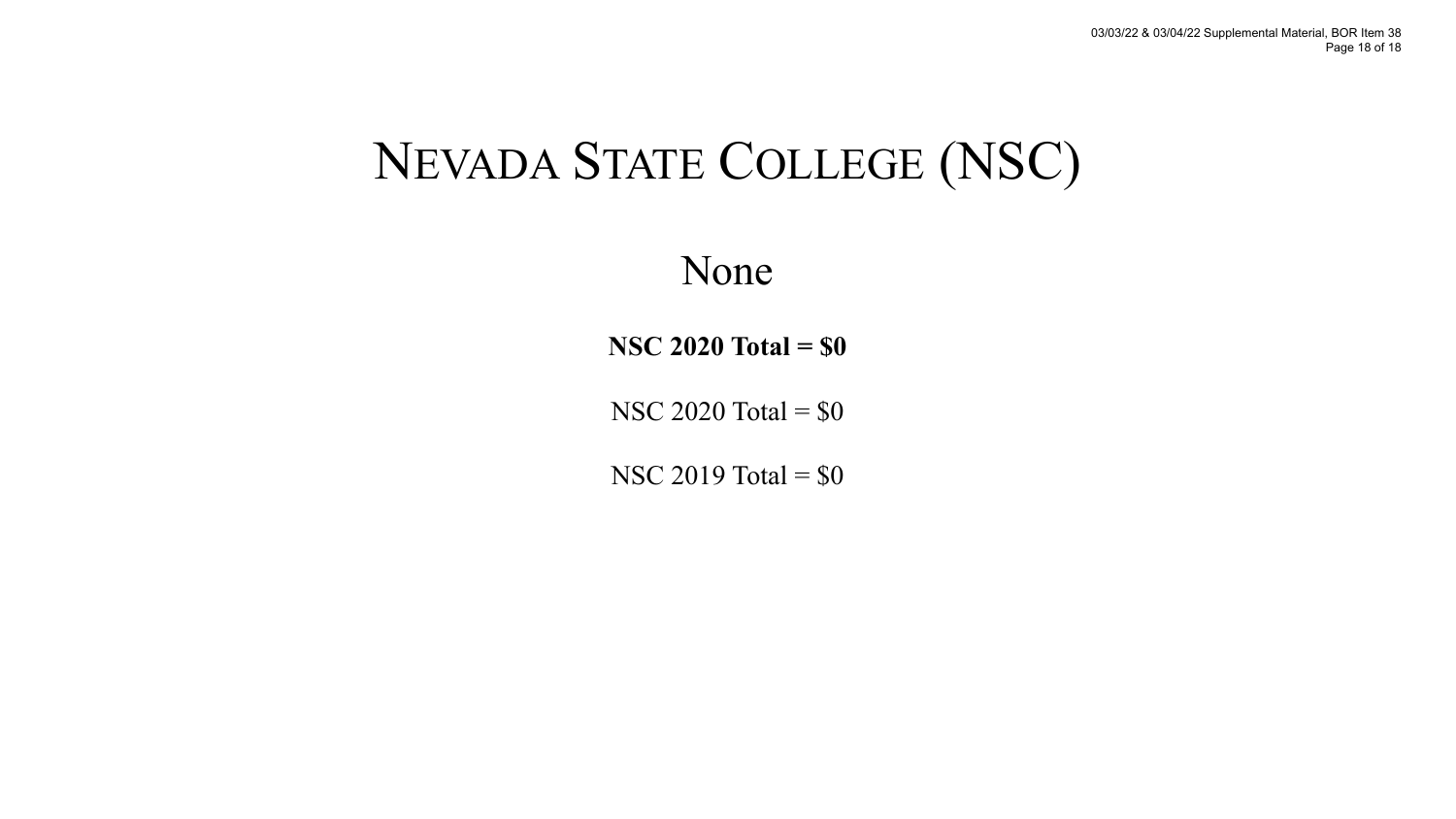# Nevada State College (NSC)

None

**NSC 2020 Total = $0**

NSC 2020 Total = $0

NSC 2019 Total = $0